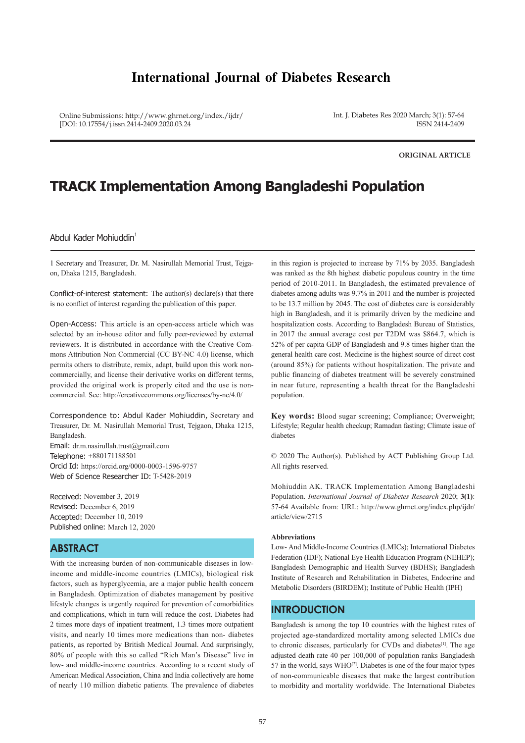# International Journal of Diabetes Research

Online Submissions: http://www.ghrnet.org/index./ijdr/
[DOI: 10.17554/j.issn.2414-2409.2020.03.24

Int. J. Diabetes Res 2020 March; 3(1): 57-64
ISSN 2414-2409

**ORIGINAL ARTICLE**

# TRACK Implementation Among Bangladeshi Population

Abdul Kader Mohiuddin[1]

1 Secretary and Treasurer, Dr. M. Nasirullah Memorial Trust, Tejgaon, Dhaka 1215, Bangladesh.

Conflict-of-interest statement: The author(s) declare(s) that there is no conflict of interest regarding the publication of this paper.

Open-Access: This article is an open-access article which was selected by an in-house editor and fully peer-reviewed by external reviewers. It is distributed in accordance with the Creative Commons Attribution Non Commercial (CC BY-NC 4.0) license, which permits others to distribute, remix, adapt, build upon this work non-commercially, and license their derivative works on different terms, provided the original work is properly cited and the use is non-commercial. See: http://creativecommons.org/licenses/by-nc/4.0/

Correspondence to: Abdul Kader Mohiuddin, Secretary and Treasurer, Dr. M. Nasirullah Memorial Trust, Tejgaon, Dhaka 1215, Bangladesh.
Email: dr.m.nasirullah.trust@gmail.com
Telephone: +880171188501
Orcid Id: https://orcid.org/0000-0003-1596-9757
Web of Science Researcher ID: T-5428-2019

Received: November 3, 2019
Revised: December 6, 2019
Accepted: December 10, 2019
Published online: March 12, 2020

## ABSTRACT

With the increasing burden of non-communicable diseases in low-income and middle-income countries (LMICs), biological risk factors, such as hyperglycemia, are a major public health concern in Bangladesh. Optimization of diabetes management by positive lifestyle changes is urgently required for prevention of comorbidities and complications, which in turn will reduce the cost. Diabetes had 2 times more days of inpatient treatment, 1.3 times more outpatient visits, and nearly 10 times more medications than non- diabetes patients, as reported by British Medical Journal. And surprisingly, 80% of people with this so called "Rich Man's Disease" live in low- and middle-income countries. According to a recent study of American Medical Association, China and India collectively are home of nearly 110 million diabetic patients. The prevalence of diabetes in this region is projected to increase by 71% by 2035. Bangladesh was ranked as the 8th highest diabetic populous country in the time period of 2010-2011. In Bangladesh, the estimated prevalence of diabetes among adults was 9.7% in 2011 and the number is projected to be 13.7 million by 2045. The cost of diabetes care is considerably high in Bangladesh, and it is primarily driven by the medicine and hospitalization costs. According to Bangladesh Bureau of Statistics, in 2017 the annual average cost per T2DM was $864.7, which is 52% of per capita GDP of Bangladesh and 9.8 times higher than the general health care cost. Medicine is the highest source of direct cost (around 85%) for patients without hospitalization. The private and public financing of diabetes treatment will be severely constrained in near future, representing a health threat for the Bangladeshi population.

**Key words:** Blood sugar screening; Compliance; Overweight; Lifestyle; Regular health checkup; Ramadan fasting; Climate issue of diabetes

© 2020 The Author(s). Published by ACT Publishing Group Ltd. All rights reserved.

Mohiuddin AK. TRACK Implementation Among Bangladeshi Population. *International Journal of Diabetes Research* 2020; **3(1)**: 57-64 Available from: URL: http://www.ghrnet.org/index.php/ijdr/article/view/2715

**Abbreviations**

Low- And Middle-Income Countries (LMICs); International Diabetes Federation (IDF); National Eye Health Education Program (NEHEP); Bangladesh Demographic and Health Survey (BDHS); Bangladesh Institute of Research and Rehabilitation in Diabetes, Endocrine and Metabolic Disorders (BIRDEM); Institute of Public Health (IPH)

## INTRODUCTION

Bangladesh is among the top 10 countries with the highest rates of projected age-standardized mortality among selected LMICs due to chronic diseases, particularly for CVDs and diabetes[1]. The age adjusted death rate 40 per 100,000 of population ranks Bangladesh 57 in the world, says WHO[2]. Diabetes is one of the four major types of non-communicable diseases that make the largest contribution to morbidity and mortality worldwide. The International Diabetes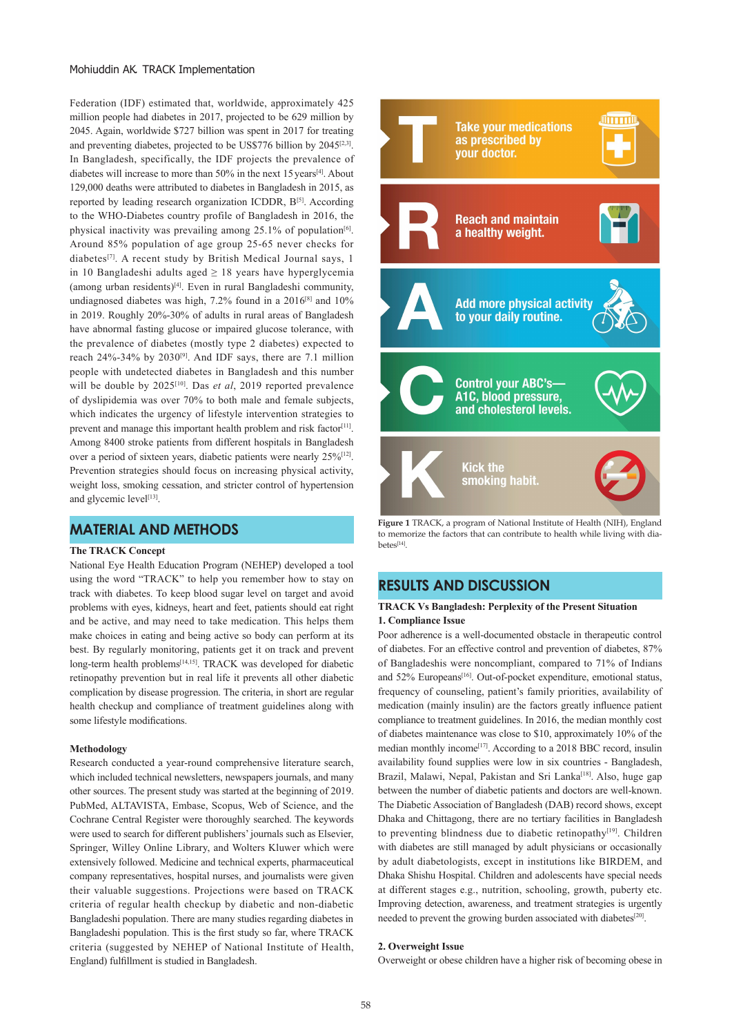Federation (IDF) estimated that, worldwide, approximately 425 million people had diabetes in 2017, projected to be 629 million by 2045. Again, worldwide $727 billion was spent in 2017 for treating and preventing diabetes, projected to be US$776 billion by 2045[2,3]. In Bangladesh, specifically, the IDF projects the prevalence of diabetes will increase to more than 50% in the next 15 years[4]. About 129,000 deaths were attributed to diabetes in Bangladesh in 2015, as reported by leading research organization ICDDR, B[5]. According to the WHO-Diabetes country profile of Bangladesh in 2016, the physical inactivity was prevailing among 25.1% of population[6]. Around 85% population of age group 25-65 never checks for diabetes[7]. A recent study by British Medical Journal says, 1 in 10 Bangladeshi adults aged ≥ 18 years have hyperglycemia (among urban residents)[4]. Even in rural Bangladeshi community, undiagnosed diabetes was high, 7.2% found in a 2016[8] and 10% in 2019. Roughly 20%-30% of adults in rural areas of Bangladesh have abnormal fasting glucose or impaired glucose tolerance, with the prevalence of diabetes (mostly type 2 diabetes) expected to reach 24%-34% by 2030[9]. And IDF says, there are 7.1 million people with undetected diabetes in Bangladesh and this number will be double by 2025[10]. Das *et al*, 2019 reported prevalence of dyslipidemia was over 70% to both male and female subjects, which indicates the urgency of lifestyle intervention strategies to prevent and manage this important health problem and risk factor[11]. Among 8400 stroke patients from different hospitals in Bangladesh over a period of sixteen years, diabetic patients were nearly 25%[12]. Prevention strategies should focus on increasing physical activity, weight loss, smoking cessation, and stricter control of hypertension and glycemic level[13].

## MATERIAL AND METHODS

**The TRACK Concept**

National Eye Health Education Program (NEHEP) developed a tool using the word "TRACK" to help you remember how to stay on track with diabetes. To keep blood sugar level on target and avoid problems with eyes, kidneys, heart and feet, patients should eat right and be active, and may need to take medication. This helps them make choices in eating and being active so body can perform at its best. By regularly monitoring, patients get it on track and prevent long-term health problems[14,15]. TRACK was developed for diabetic retinopathy prevention but in real life it prevents all other diabetic complication by disease progression. The criteria, in short are regular health checkup and compliance of treatment guidelines along with some lifestyle modifications.

**Methodology**

Research conducted a year-round comprehensive literature search, which included technical newsletters, newspapers journals, and many other sources. The present study was started at the beginning of 2019. PubMed, ALTAVISTA, Embase, Scopus, Web of Science, and the Cochrane Central Register were thoroughly searched. The keywords were used to search for different publishers' journals such as Elsevier, Springer, Willey Online Library, and Wolters Kluwer which were extensively followed. Medicine and technical experts, pharmaceutical company representatives, hospital nurses, and journalists were given their valuable suggestions. Projections were based on TRACK criteria of regular health checkup by diabetic and non-diabetic Bangladeshi population. There are many studies regarding diabetes in Bangladeshi population. This is the first study so far, where TRACK criteria (suggested by NEHEP of National Institute of Health, England) fulfillment is studied in Bangladesh.

**T** Take your medications as prescribed by your doctor.

**R** Reach and maintain a healthy weight.

**A** Add more physical activity to your daily routine.

**C** Control your ABC's— A1C, blood pressure, and cholesterol levels.

**K** Kick the smoking habit.

**Figure 1** TRACK, a program of National Institute of Health (NIH), England to memorize the factors that can contribute to health while living with diabetes[14].

## RESULTS AND DISCUSSION

**TRACK Vs Bangladesh: Perplexity of the Present Situation**

**1. Compliance Issue**

Poor adherence is a well-documented obstacle in therapeutic control of diabetes. For an effective control and prevention of diabetes, 87% of Bangladeshis were noncompliant, compared to 71% of Indians and 52% Europeans[16]. Out-of-pocket expenditure, emotional status, frequency of counseling, patient's family priorities, availability of medication (mainly insulin) are the factors greatly influence patient compliance to treatment guidelines. In 2016, the median monthly cost of diabetes maintenance was close to $10, approximately 10% of the median monthly income[17]. According to a 2018 BBC record, insulin availability found supplies were low in six countries - Bangladesh, Brazil, Malawi, Nepal, Pakistan and Sri Lanka[18]. Also, huge gap between the number of diabetic patients and doctors are well-known. The Diabetic Association of Bangladesh (DAB) record shows, except Dhaka and Chittagong, there are no tertiary facilities in Bangladesh to preventing blindness due to diabetic retinopathy[19]. Children with diabetes are still managed by adult physicians or occasionally by adult diabetologists, except in institutions like BIRDEM, and Dhaka Shishu Hospital. Children and adolescents have special needs at different stages e.g., nutrition, schooling, growth, puberty etc. Improving detection, awareness, and treatment strategies is urgently needed to prevent the growing burden associated with diabetes[20].

**2. Overweight Issue**

Overweight or obese children have a higher risk of becoming obese in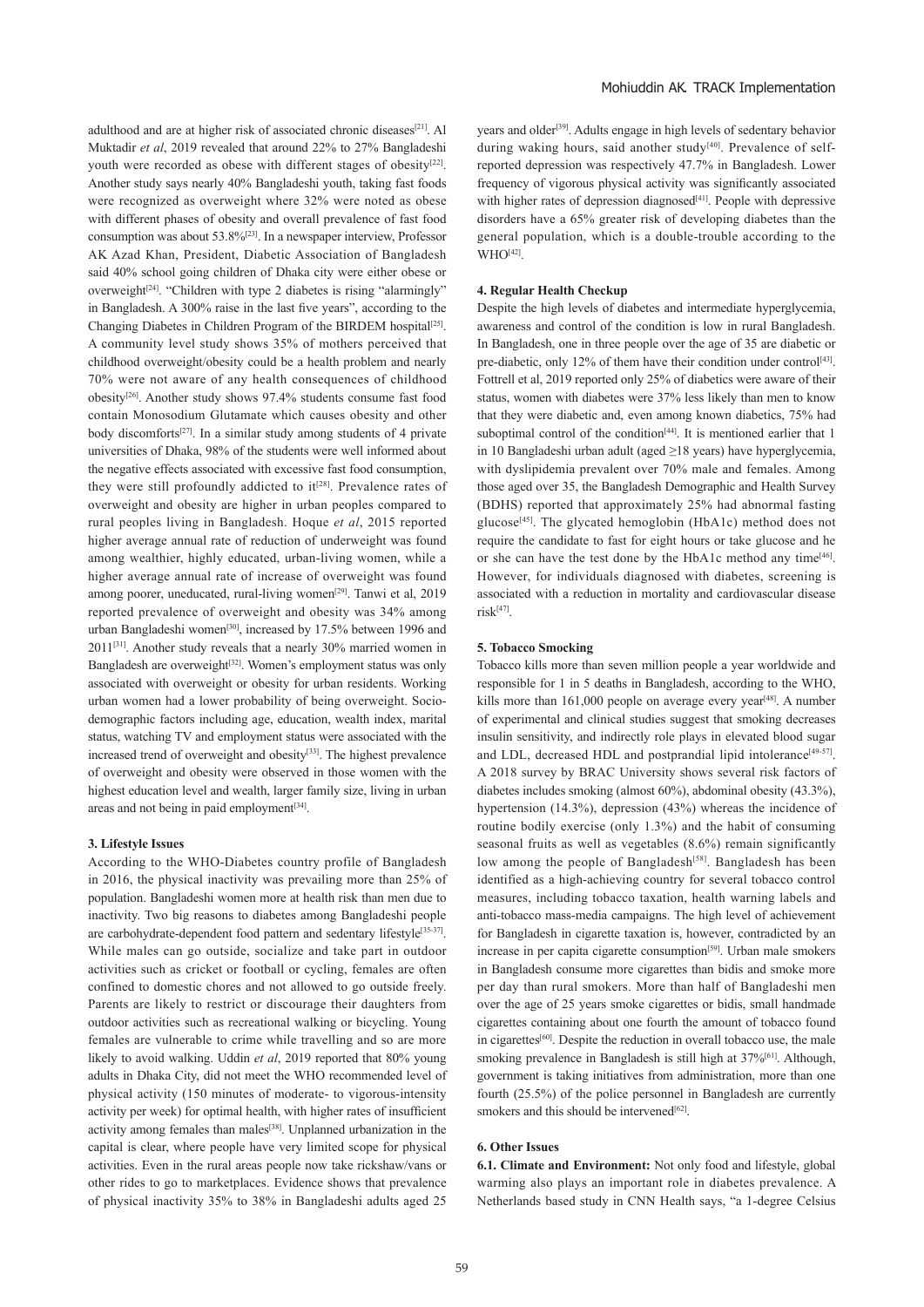adulthood and are at higher risk of associated chronic diseases[21]. Al Muktadir *et al*, 2019 revealed that around 22% to 27% Bangladeshi youth were recorded as obese with different stages of obesity[22]. Another study says nearly 40% Bangladeshi youth, taking fast foods were recognized as overweight where 32% were noted as obese with different phases of obesity and overall prevalence of fast food consumption was about 53.8%[23]. In a newspaper interview, Professor AK Azad Khan, President, Diabetic Association of Bangladesh said 40% school going children of Dhaka city were either obese or overweight[24]. "Children with type 2 diabetes is rising "alarmingly" in Bangladesh. A 300% raise in the last five years", according to the Changing Diabetes in Children Program of the BIRDEM hospital[25]. A community level study shows 35% of mothers perceived that childhood overweight/obesity could be a health problem and nearly 70% were not aware of any health consequences of childhood obesity[26]. Another study shows 97.4% students consume fast food contain Monosodium Glutamate which causes obesity and other body discomforts[27]. In a similar study among students of 4 private universities of Dhaka, 98% of the students were well informed about the negative effects associated with excessive fast food consumption, they were still profoundly addicted to it[28]. Prevalence rates of overweight and obesity are higher in urban peoples compared to rural peoples living in Bangladesh. Hoque *et al*, 2015 reported higher average annual rate of reduction of underweight was found among wealthier, highly educated, urban-living women, while a higher average annual rate of increase of overweight was found among poorer, uneducated, rural-living women[29]. Tanwi et al, 2019 reported prevalence of overweight and obesity was 34% among urban Bangladeshi women[30], increased by 17.5% between 1996 and 2011[31]. Another study reveals that a nearly 30% married women in Bangladesh are overweight[32]. Women's employment status was only associated with overweight or obesity for urban residents. Working urban women had a lower probability of being overweight. Socio-demographic factors including age, education, wealth index, marital status, watching TV and employment status were associated with the increased trend of overweight and obesity[33]. The highest prevalence of overweight and obesity were observed in those women with the highest education level and wealth, larger family size, living in urban areas and not being in paid employment[34].

#### 3. Lifestyle Issues

According to the WHO-Diabetes country profile of Bangladesh in 2016, the physical inactivity was prevailing more than 25% of population. Bangladeshi women more at health risk than men due to inactivity. Two big reasons to diabetes among Bangladeshi people are carbohydrate-dependent food pattern and sedentary lifestyle[35-37]. While males can go outside, socialize and take part in outdoor activities such as cricket or football or cycling, females are often confined to domestic chores and not allowed to go outside freely. Parents are likely to restrict or discourage their daughters from outdoor activities such as recreational walking or bicycling. Young females are vulnerable to crime while travelling and so are more likely to avoid walking. Uddin *et al*, 2019 reported that 80% young adults in Dhaka City, did not meet the WHO recommended level of physical activity (150 minutes of moderate- to vigorous-intensity activity per week) for optimal health, with higher rates of insufficient activity among females than males[38]. Unplanned urbanization in the capital is clear, where people have very limited scope for physical activities. Even in the rural areas people now take rickshaw/vans or other rides to go to marketplaces. Evidence shows that prevalence of physical inactivity 35% to 38% in Bangladeshi adults aged 25 years and older[39]. Adults engage in high levels of sedentary behavior during waking hours, said another study[40]. Prevalence of self-reported depression was respectively 47.7% in Bangladesh. Lower frequency of vigorous physical activity was significantly associated with higher rates of depression diagnosed[41]. People with depressive disorders have a 65% greater risk of developing diabetes than the general population, which is a double-trouble according to the WHO[42].

#### 4. Regular Health Checkup

Despite the high levels of diabetes and intermediate hyperglycemia, awareness and control of the condition is low in rural Bangladesh. In Bangladesh, one in three people over the age of 35 are diabetic or pre-diabetic, only 12% of them have their condition under control[43]. Fottrell et al, 2019 reported only 25% of diabetics were aware of their status, women with diabetes were 37% less likely than men to know that they were diabetic and, even among known diabetics, 75% had suboptimal control of the condition[44]. It is mentioned earlier that 1 in 10 Bangladeshi urban adult (aged ≥18 years) have hyperglycemia, with dyslipidemia prevalent over 70% male and females. Among those aged over 35, the Bangladesh Demographic and Health Survey (BDHS) reported that approximately 25% had abnormal fasting glucose[45]. The glycated hemoglobin (HbA1c) method does not require the candidate to fast for eight hours or take glucose and he or she can have the test done by the HbA1c method any time[46]. However, for individuals diagnosed with diabetes, screening is associated with a reduction in mortality and cardiovascular disease risk[47].

#### 5. Tobacco Smocking

Tobacco kills more than seven million people a year worldwide and responsible for 1 in 5 deaths in Bangladesh, according to the WHO, kills more than 161,000 people on average every year[48]. A number of experimental and clinical studies suggest that smoking decreases insulin sensitivity, and indirectly role plays in elevated blood sugar and LDL, decreased HDL and postprandial lipid intolerance[49-57]. A 2018 survey by BRAC University shows several risk factors of diabetes includes smoking (almost 60%), abdominal obesity (43.3%), hypertension (14.3%), depression (43%) whereas the incidence of routine bodily exercise (only 1.3%) and the habit of consuming seasonal fruits as well as vegetables (8.6%) remain significantly low among the people of Bangladesh[58]. Bangladesh has been identified as a high-achieving country for several tobacco control measures, including tobacco taxation, health warning labels and anti-tobacco mass-media campaigns. The high level of achievement for Bangladesh in cigarette taxation is, however, contradicted by an increase in per capita cigarette consumption[59]. Urban male smokers in Bangladesh consume more cigarettes than bidis and smoke more per day than rural smokers. More than half of Bangladeshi men over the age of 25 years smoke cigarettes or bidis, small handmade cigarettes containing about one fourth the amount of tobacco found in cigarettes[60]. Despite the reduction in overall tobacco use, the male smoking prevalence in Bangladesh is still high at 37%[61]. Although, government is taking initiatives from administration, more than one fourth (25.5%) of the police personnel in Bangladesh are currently smokers and this should be intervened[62].

#### 6. Other Issues

**6.1. Climate and Environment:** Not only food and lifestyle, global warming also plays an important role in diabetes prevalence. A Netherlands based study in CNN Health says, "a 1-degree Celsius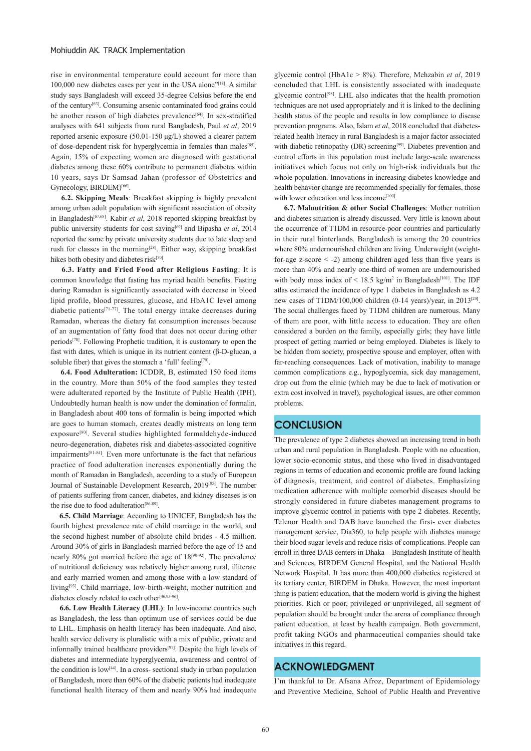rise in environmental temperature could account for more than 100,000 new diabetes cases per year in the USA alone"[18]. A similar study says Bangladesh will exceed 35-degree Celsius before the end of the century[63]. Consuming arsenic contaminated food grains could be another reason of high diabetes prevalence[64]. In sex-stratified analyses with 641 subjects from rural Bangladesh, Paul *et al*, 2019 reported arsenic exposure (50.01-150 μg/L) showed a clearer pattern of dose-dependent risk for hyperglycemia in females than males[65]. Again, 15% of expecting women are diagnosed with gestational diabetes among these 60% contribute to permanent diabetes within 10 years, says Dr Samsad Jahan (professor of Obstetrics and Gynecology, BIRDEM)[66].

**6.2. Skipping Meals**: Breakfast skipping is highly prevalent among urban adult population with significant association of obesity in Bangladesh[67,68]. Kabir *et al*, 2018 reported skipping breakfast by public university students for cost saving[69] and Bipasha *et al*, 2014 reported the same by private university students due to late sleep and rush for classes in the morning[28]. Either way, skipping breakfast hikes both obesity and diabetes risk[70].

**6.3. Fatty and Fried Food after Religious Fasting**: It is common knowledge that fasting has myriad health benefits. Fasting during Ramadan is significantly associated with decrease in blood lipid profile, blood pressures, glucose, and HbA1C level among diabetic patients[71-77]. The total energy intake decreases during Ramadan, whereas the dietary fat consumption increases because of an augmentation of fatty food that does not occur during other periods[78]. Following Prophetic tradition, it is customary to open the fast with dates, which is unique in its nutrient content (β-D-glucan, a soluble fiber) that gives the stomach a 'full' feeling[79].

**6.4. Food Adulteration:** ICDDR, B, estimated 150 food items in the country. More than 50% of the food samples they tested were adulterated reported by the Institute of Public Health (IPH). Undoubtedly human health is now under the domination of formalin, in Bangladesh about 400 tons of formalin is being imported which are goes to human stomach, creates deadly mistreats on long term exposure[80]. Several studies highlighted formaldehyde-induced neuro-degeneration, diabetes risk and diabetes-associated cognitive impairments[81-84]. Even more unfortunate is the fact that nefarious practice of food adulteration increases exponentially during the month of Ramadan in Bangladesh, according to a study of European Journal of Sustainable Development Research, 2019[85]. The number of patients suffering from cancer, diabetes, and kidney diseases is on the rise due to food adulteration[86-89].

**6.5. Child Marriage**: According to UNICEF, Bangladesh has the fourth highest prevalence rate of child marriage in the world, and the second highest number of absolute child brides - 4.5 million. Around 30% of girls in Bangladesh married before the age of 15 and nearly 80% got married before the age of 18[90-92]. The prevalence of nutritional deficiency was relatively higher among rural, illiterate and early married women and among those with a low standard of living[93]. Child marriage, low-birth-weight, mother nutrition and diabetes closely related to each other[46,93-96].

**6.6. Low Health Literacy (LHL)**: In low-income countries such as Bangladesh, the less than optimum use of services could be due to LHL. Emphasis on health literacy has been inadequate. And also, health service delivery is pluralistic with a mix of public, private and informally trained healthcare providers[97]. Despite the high levels of diabetes and intermediate hyperglycemia, awareness and control of the condition is low[44]. In a cross- sectional study in urban population of Bangladesh, more than 60% of the diabetic patients had inadequate functional health literacy of them and nearly 90% had inadequate glycemic control (HbA1c > 8%). Therefore, Mehzabin *et al*, 2019 concluded that LHL is consistently associated with inadequate glycemic control[98]. LHL also indicates that the health promotion techniques are not used appropriately and it is linked to the declining health status of the people and results in low compliance to disease prevention programs. Also, Islam *et al*, 2018 concluded that diabetes-related health literacy in rural Bangladesh is a major factor associated with diabetic retinopathy (DR) screening[99]. Diabetes prevention and control efforts in this population must include large-scale awareness initiatives which focus not only on high-risk individuals but the whole population. Innovations in increasing diabetes knowledge and health behavior change are recommended specially for females, those with lower education and less income[100].

**6.7. Malnutrition & other Social Challenges**: Mother nutrition and diabetes situation is already discussed. Very little is known about the occurrence of T1DM in resource-poor countries and particularly in their rural hinterlands. Bangladesh is among the 20 countries where 80% undernourished children are living. Underweight (weight-for-age z-score < -2) among children aged less than five years is more than 40% and nearly one-third of women are undernourished with body mass index of < 18.5 kg/m$^2$ in Bangladesh[101]. The IDF atlas estimated the incidence of type 1 diabetes in Bangladesh as 4.2 new cases of T1DM/100,000 children (0-14 years)/year, in 2013[20]. The social challenges faced by T1DM children are numerous. Many of them are poor, with little access to education. They are often considered a burden on the family, especially girls; they have little prospect of getting married or being employed. Diabetes is likely to be hidden from society, prospective spouse and employer, often with far-reaching consequences. Lack of motivation, inability to manage common complications e.g., hypoglycemia, sick day management, drop out from the clinic (which may be due to lack of motivation or extra cost involved in travel), psychological issues, are other common problems.

## CONCLUSION

The prevalence of type 2 diabetes showed an increasing trend in both urban and rural population in Bangladesh. People with no education, lower socio-economic status, and those who lived in disadvantaged regions in terms of education and economic profile are found lacking of diagnosis, treatment, and control of diabetes. Emphasizing medication adherence with multiple comorbid diseases should be strongly considered in future diabetes management programs to improve glycemic control in patients with type 2 diabetes. Recently, Telenor Health and DAB have launched the first- ever diabetes management service, Dia360, to help people with diabetes manage their blood sugar levels and reduce risks of complications. People can enroll in three DAB centers in Dhaka—Bangladesh Institute of health and Sciences, BIRDEM General Hospital, and the National Health Network Hospital. It has more than 400,000 diabetics registered at its tertiary center, BIRDEM in Dhaka. However, the most important thing is patient education, that the modern world is giving the highest priorities. Rich or poor, privileged or unprivileged, all segment of population should be brought under the arena of compliance through patient education, at least by health campaign. Both government, profit taking NGOs and pharmaceutical companies should take initiatives in this regard.

## ACKNOWLEDGMENT

I'm thankful to Dr. Afsana Afroz, Department of Epidemiology and Preventive Medicine, School of Public Health and Preventive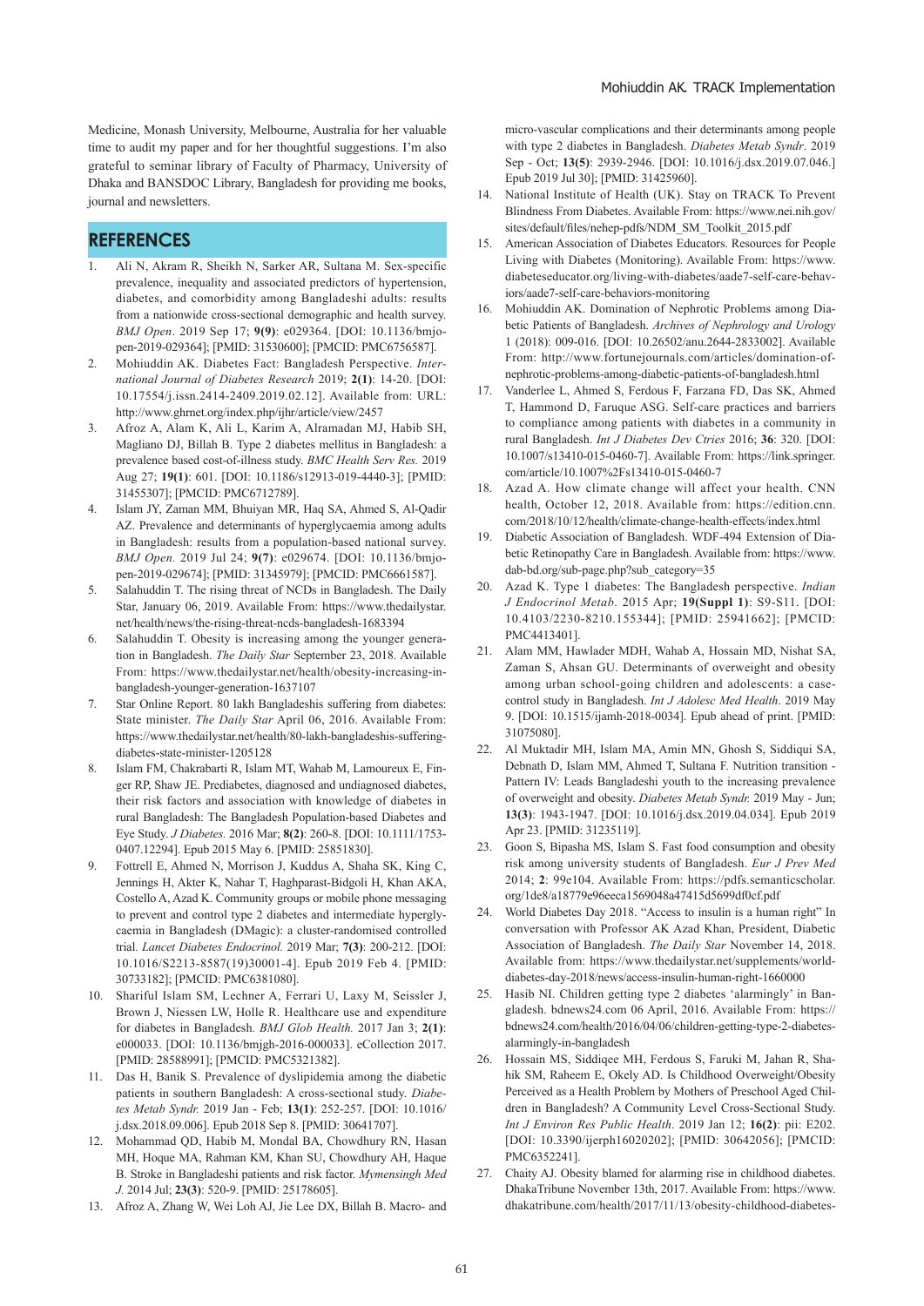Medicine, Monash University, Melbourne, Australia for her valuable time to audit my paper and for her thoughtful suggestions. I'm also grateful to seminar library of Faculty of Pharmacy, University of Dhaka and BANSDOC Library, Bangladesh for providing me books, journal and newsletters.

## REFERENCES

1. Ali N, Akram R, Sheikh N, Sarker AR, Sultana M. Sex-specific prevalence, inequality and associated predictors of hypertension, diabetes, and comorbidity among Bangladeshi adults: results from a nationwide cross-sectional demographic and health survey. *BMJ Open*. 2019 Sep 17; **9(9)**: e029364. [DOI: 10.1136/bmjopen-2019-029364]; [PMID: 31530600]; [PMCID: PMC6756587].
2. Mohiuddin AK. Diabetes Fact: Bangladesh Perspective. *International Journal of Diabetes Research* 2019; **2(1)**: 14-20. [DOI: 10.17554/j.issn.2414-2409.2019.02.12]. Available from: URL: http://www.ghrnet.org/index.php/ijhr/article/view/2457
3. Afroz A, Alam K, Ali L, Karim A, Alramadan MJ, Habib SH, Magliano DJ, Billah B. Type 2 diabetes mellitus in Bangladesh: a prevalence based cost-of-illness study. *BMC Health Serv Res.* 2019 Aug 27; **19(1)**: 601. [DOI: 10.1186/s12913-019-4440-3]; [PMID: 31455307]; [PMCID: PMC6712789].
4. Islam JY, Zaman MM, Bhuiyan MR, Haq SA, Ahmed S, Al-Qadir AZ. Prevalence and determinants of hyperglycaemia among adults in Bangladesh: results from a population-based national survey. *BMJ Open.* 2019 Jul 24; **9(7)**: e029674. [DOI: 10.1136/bmjopen-2019-029674]; [PMID: 31345979]; [PMCID: PMC6661587].
5. Salahuddin T. The rising threat of NCDs in Bangladesh. The Daily Star, January 06, 2019. Available From: https://www.thedailystar.net/health/news/the-rising-threat-ncds-bangladesh-1683394
6. Salahuddin T. Obesity is increasing among the younger generation in Bangladesh. *The Daily Star* September 23, 2018. Available From: https://www.thedailystar.net/health/obesity-increasing-in-bangladesh-younger-generation-1637107
7. Star Online Report. 80 lakh Bangladeshis suffering from diabetes: State minister. *The Daily Star* April 06, 2016. Available From: https://www.thedailystar.net/health/80-lakh-bangladeshis-suffering-diabetes-state-minister-1205128
8. Islam FM, Chakrabarti R, Islam MT, Wahab M, Lamoureux E, Finger RP, Shaw JE. Prediabetes, diagnosed and undiagnosed diabetes, their risk factors and association with knowledge of diabetes in rural Bangladesh: The Bangladesh Population-based Diabetes and Eye Study. *J Diabetes.* 2016 Mar; **8(2)**: 260-8. [DOI: 10.1111/1753-0407.12294]. Epub 2015 May 6. [PMID: 25851830].
9. Fottrell E, Ahmed N, Morrison J, Kuddus A, Shaha SK, King C, Jennings H, Akter K, Nahar T, Haghparast-Bidgoli H, Khan AKA, Costello A, Azad K. Community groups or mobile phone messaging to prevent and control type 2 diabetes and intermediate hyperglycaemia in Bangladesh (DMagic): a cluster-randomised controlled trial. *Lancet Diabetes Endocrinol.* 2019 Mar; **7(3)**: 200-212. [DOI: 10.1016/S2213-8587(19)30001-4]. Epub 2019 Feb 4. [PMID: 30733182]; [PMCID: PMC6381080].
10. Shariful Islam SM, Lechner A, Ferrari U, Laxy M, Seissler J, Brown J, Niessen LW, Holle R. Healthcare use and expenditure for diabetes in Bangladesh. *BMJ Glob Health.* 2017 Jan 3; **2(1)**: e000033. [DOI: 10.1136/bmjgh-2016-000033]. eCollection 2017. [PMID: 28588991]; [PMCID: PMC5321382].
11. Das H, Banik S. Prevalence of dyslipidemia among the diabetic patients in southern Bangladesh: A cross-sectional study. *Diabetes Metab Syndr.* 2019 Jan - Feb; **13(1)**: 252-257. [DOI: 10.1016/j.dsx.2018.09.006]. Epub 2018 Sep 8. [PMID: 30641707].
12. Mohammad QD, Habib M, Mondal BA, Chowdhury RN, Hasan MH, Hoque MA, Rahman KM, Khan SU, Chowdhury AH, Haque B. Stroke in Bangladeshi patients and risk factor. *Mymensingh Med J.* 2014 Jul; **23(3)**: 520-9. [PMID: 25178605].
13. Afroz A, Zhang W, Wei Loh AJ, Jie Lee DX, Billah B. Macro- and micro-vascular complications and their determinants among people with type 2 diabetes in Bangladesh. *Diabetes Metab Syndr*. 2019 Sep - Oct; **13(5)**: 2939-2946. [DOI: 10.1016/j.dsx.2019.07.046.] Epub 2019 Jul 30]; [PMID: 31425960].
14. National Institute of Health (UK). Stay on TRACK To Prevent Blindness From Diabetes. Available From: https://www.nei.nih.gov/sites/default/files/nehep-pdfs/NDM_SM_Toolkit_2015.pdf
15. American Association of Diabetes Educators. Resources for People Living with Diabetes (Monitoring). Available From: https://www.diabeteseducator.org/living-with-diabetes/aade7-self-care-behaviors/aade7-self-care-behaviors-monitoring
16. Mohiuddin AK. Domination of Nephrotic Problems among Diabetic Patients of Bangladesh. *Archives of Nephrology and Urology* 1 (2018): 009-016. [DOI: 10.26502/anu.2644-2833002]. Available From: http://www.fortunejournals.com/articles/domination-of-nephrotic-problems-among-diabetic-patients-of-bangladesh.html
17. Vanderlee L, Ahmed S, Ferdous F, Farzana FD, Das SK, Ahmed T, Hammond D, Faruque ASG. Self-care practices and barriers to compliance among patients with diabetes in a community in rural Bangladesh. *Int J Diabetes Dev Ctries* 2016; **36**: 320. [DOI: 10.1007/s13410-015-0460-7]. Available From: https://link.springer.com/article/10.1007%2Fs13410-015-0460-7
18. Azad A. How climate change will affect your health. CNN health, October 12, 2018. Available from: https://edition.cnn.com/2018/10/12/health/climate-change-health-effects/index.html
19. Diabetic Association of Bangladesh. WDF-494 Extension of Diabetic Retinopathy Care in Bangladesh. Available from: https://www.dab-bd.org/sub-page.php?sub_category=35
20. Azad K. Type 1 diabetes: The Bangladesh perspective. *Indian J Endocrinol Metab.* 2015 Apr; **19(Suppl 1)**: S9-S11. [DOI: 10.4103/2230-8210.155344]; [PMID: 25941662]; [PMCID: PMC4413401].
21. Alam MM, Hawlader MDH, Wahab A, Hossain MD, Nishat SA, Zaman S, Ahsan GU. Determinants of overweight and obesity among urban school-going children and adolescents: a case-control study in Bangladesh. *Int J Adolesc Med Health.* 2019 May 9. [DOI: 10.1515/ijamh-2018-0034]. Epub ahead of print. [PMID: 31075080].
22. Al Muktadir MH, Islam MA, Amin MN, Ghosh S, Siddiqui SA, Debnath D, Islam MM, Ahmed T, Sultana F. Nutrition transition - Pattern IV: Leads Bangladeshi youth to the increasing prevalence of overweight and obesity. *Diabetes Metab Syndr.* 2019 May - Jun; **13(3)**: 1943-1947. [DOI: 10.1016/j.dsx.2019.04.034]. Epub 2019 Apr 23. [PMID: 31235119].
23. Goon S, Bipasha MS, Islam S. Fast food consumption and obesity risk among university students of Bangladesh. *Eur J Prev Med* 2014; **2**: 99e104. Available From: https://pdfs.semanticscholar.org/1de8/a18779e96eeca1569048a47415d5699df0cf.pdf
24. World Diabetes Day 2018. "Access to insulin is a human right" In conversation with Professor AK Azad Khan, President, Diabetic Association of Bangladesh. *The Daily Star* November 14, 2018. Available from: https://www.thedailystar.net/supplements/world-diabetes-day-2018/news/access-insulin-human-right-1660000
25. Hasib NI. Children getting type 2 diabetes 'alarmingly' in Bangladesh. bdnews24.com 06 April, 2016. Available From: https://bdnews24.com/health/2016/04/06/children-getting-type-2-diabetes-alarmingly-in-bangladesh
26. Hossain MS, Siddiqee MH, Ferdous S, Faruki M, Jahan R, Shahik SM, Raheem E, Okely AD. Is Childhood Overweight/Obesity Perceived as a Health Problem by Mothers of Preschool Aged Children in Bangladesh? A Community Level Cross-Sectional Study. *Int J Environ Res Public Health.* 2019 Jan 12; **16(2)**: pii: E202. [DOI: 10.3390/ijerph16020202]; [PMID: 30642056]; [PMCID: PMC6352241].
27. Chaity AJ. Obesity blamed for alarming rise in childhood diabetes. DhakaTribune November 13th, 2017. Available From: https://www.dhakatribune.com/health/2017/11/13/obesity-childhood-diabetes-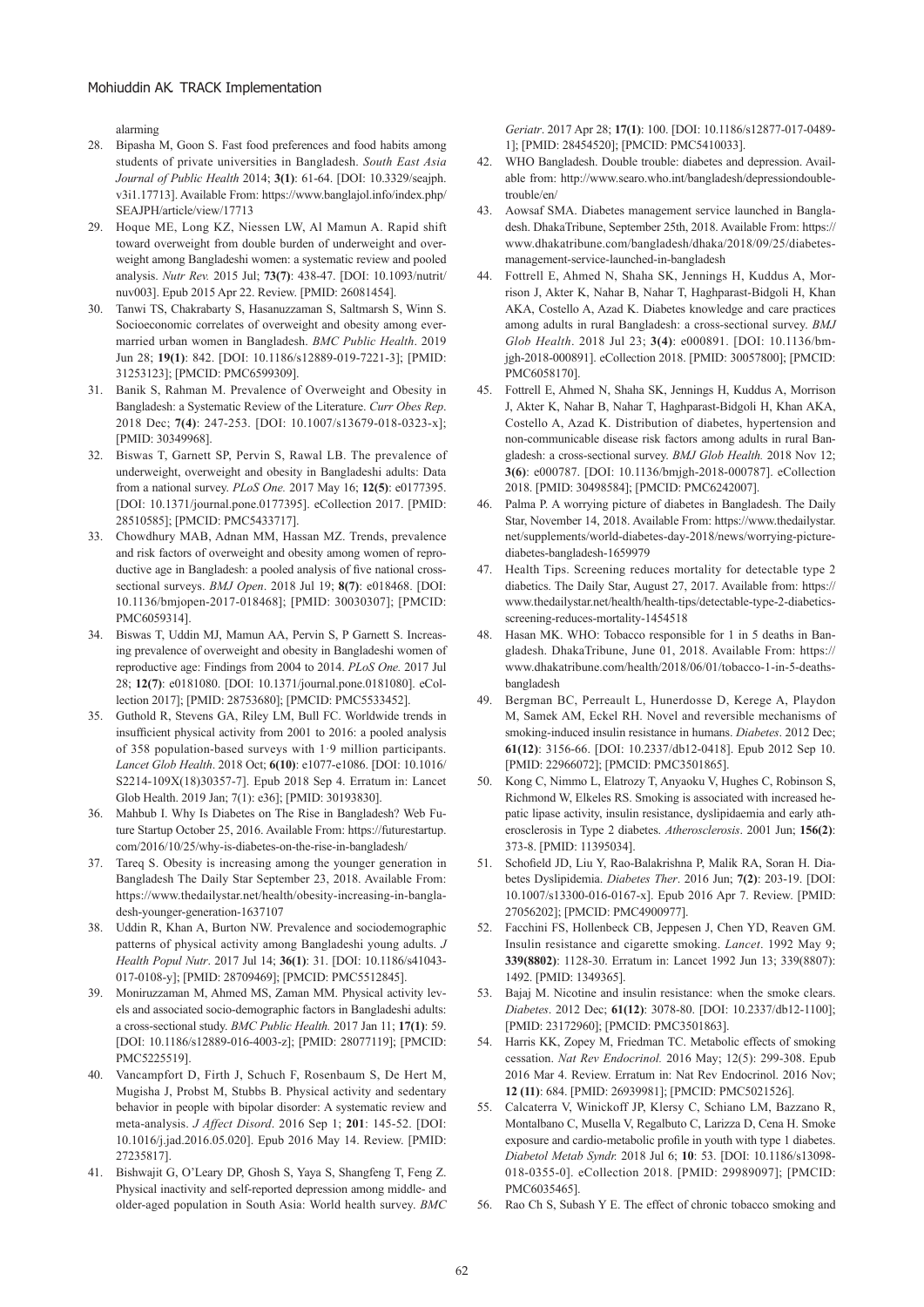alarming

28. Bipasha M, Goon S. Fast food preferences and food habits among students of private universities in Bangladesh. *South East Asia Journal of Public Health* 2014; **3(1)**: 61-64. [DOI: 10.3329/seajph.v3i1.17713]. Available From: https://www.banglajol.info/index.php/SEAJPH/article/view/17713
29. Hoque ME, Long KZ, Niessen LW, Al Mamun A. Rapid shift toward overweight from double burden of underweight and overweight among Bangladeshi women: a systematic review and pooled analysis. *Nutr Rev.* 2015 Jul; **73(7)**: 438-47. [DOI: 10.1093/nutrit/nuv003]. Epub 2015 Apr 22. Review. [PMID: 26081454].
30. Tanwi TS, Chakrabarty S, Hasanuzzaman S, Saltmarsh S, Winn S. Socioeconomic correlates of overweight and obesity among ever-married urban women in Bangladesh. *BMC Public Health*. 2019 Jun 28; **19(1)**: 842. [DOI: 10.1186/s12889-019-7221-3]; [PMID: 31253123]; [PMCID: PMC6599309].
31. Banik S, Rahman M. Prevalence of Overweight and Obesity in Bangladesh: a Systematic Review of the Literature. *Curr Obes Rep*. 2018 Dec; **7(4)**: 247-253. [DOI: 10.1007/s13679-018-0323-x]; [PMID: 30349968].
32. Biswas T, Garnett SP, Pervin S, Rawal LB. The prevalence of underweight, overweight and obesity in Bangladeshi adults: Data from a national survey. *PLoS One.* 2017 May 16; **12(5)**: e0177395. [DOI: 10.1371/journal.pone.0177395]. eCollection 2017. [PMID: 28510585]; [PMCID: PMC5433717].
33. Chowdhury MAB, Adnan MM, Hassan MZ. Trends, prevalence and risk factors of overweight and obesity among women of reproductive age in Bangladesh: a pooled analysis of five national cross-sectional surveys. *BMJ Open*. 2018 Jul 19; **8(7)**: e018468. [DOI: 10.1136/bmjopen-2017-018468]; [PMID: 30030307]; [PMCID: PMC6059314].
34. Biswas T, Uddin MJ, Mamun AA, Pervin S, P Garnett S. Increasing prevalence of overweight and obesity in Bangladeshi women of reproductive age: Findings from 2004 to 2014. *PLoS One.* 2017 Jul 28; **12(7)**: e0181080. [DOI: 10.1371/journal.pone.0181080]. eCollection 2017]; [PMID: 28753680]; [PMCID: PMC5533452].
35. Guthold R, Stevens GA, Riley LM, Bull FC. Worldwide trends in insufficient physical activity from 2001 to 2016: a pooled analysis of 358 population-based surveys with 1·9 million participants. *Lancet Glob Health*. 2018 Oct; **6(10)**: e1077-e1086. [DOI: 10.1016/S2214-109X(18)30357-7]. Epub 2018 Sep 4. Erratum in: Lancet Glob Health. 2019 Jan; 7(1): e36]; [PMID: 30193830].
36. Mahbub I. Why Is Diabetes on The Rise in Bangladesh? Web Future Startup October 25, 2016. Available From: https://futurestartup.com/2016/10/25/why-is-diabetes-on-the-rise-in-bangladesh/
37. Tareq S. Obesity is increasing among the younger generation in Bangladesh The Daily Star September 23, 2018. Available From: https://www.thedailystar.net/health/obesity-increasing-in-bangladesh-younger-generation-1637107
38. Uddin R, Khan A, Burton NW. Prevalence and sociodemographic patterns of physical activity among Bangladeshi young adults. *J Health Popul Nutr*. 2017 Jul 14; **36(1)**: 31. [DOI: 10.1186/s41043-017-0108-y]; [PMID: 28709469]; [PMCID: PMC5512845].
39. Moniruzzaman M, Ahmed MS, Zaman MM. Physical activity levels and associated socio-demographic factors in Bangladeshi adults: a cross-sectional study. *BMC Public Health.* 2017 Jan 11; **17(1)**: 59. [DOI: 10.1186/s12889-016-4003-z]; [PMID: 28077119]; [PMCID: PMC5225519].
40. Vancampfort D, Firth J, Schuch F, Rosenbaum S, De Hert M, Mugisha J, Probst M, Stubbs B. Physical activity and sedentary behavior in people with bipolar disorder: A systematic review and meta-analysis. *J Affect Disord*. 2016 Sep 1; **201**: 145-52. [DOI: 10.1016/j.jad.2016.05.020]. Epub 2016 May 14. Review. [PMID: 27235817].
41. Bishwajit G, O'Leary DP, Ghosh S, Yaya S, Shangfeng T, Feng Z. Physical inactivity and self-reported depression among middle- and older-aged population in South Asia: World health survey. *BMC Geriatr*. 2017 Apr 28; **17(1)**: 100. [DOI: 10.1186/s12877-017-0489-1]; [PMID: 28454520]; [PMCID: PMC5410033].
42. WHO Bangladesh. Double trouble: diabetes and depression. Available from: http://www.searo.who.int/bangladesh/depressiondoubletrouble/en/
43. Aowsaf SMA. Diabetes management service launched in Bangladesh. DhakaTribune, September 25th, 2018. Available From: https://www.dhakatribune.com/bangladesh/dhaka/2018/09/25/diabetes-management-service-launched-in-bangladesh
44. Fottrell E, Ahmed N, Shaha SK, Jennings H, Kuddus A, Morrison J, Akter K, Nahar B, Nahar T, Haghparast-Bidgoli H, Khan AKA, Costello A, Azad K. Diabetes knowledge and care practices among adults in rural Bangladesh: a cross-sectional survey. *BMJ Glob Health*. 2018 Jul 23; **3(4)**: e000891. [DOI: 10.1136/bmjgh-2018-000891]. eCollection 2018. [PMID: 30057800]; [PMCID: PMC6058170].
45. Fottrell E, Ahmed N, Shaha SK, Jennings H, Kuddus A, Morrison J, Akter K, Nahar B, Nahar T, Haghparast-Bidgoli H, Khan AKA, Costello A, Azad K. Distribution of diabetes, hypertension and non-communicable disease risk factors among adults in rural Bangladesh: a cross-sectional survey. *BMJ Glob Health.* 2018 Nov 12; **3(6)**: e000787. [DOI: 10.1136/bmjgh-2018-000787]. eCollection 2018. [PMID: 30498584]; [PMCID: PMC6242007].
46. Palma P. A worrying picture of diabetes in Bangladesh. The Daily Star, November 14, 2018. Available From: https://www.thedailystar.net/supplements/world-diabetes-day-2018/news/worrying-picture-diabetes-bangladesh-1659979
47. Health Tips. Screening reduces mortality for detectable type 2 diabetics. The Daily Star, August 27, 2017. Available from: https://www.thedailystar.net/health/health-tips/detectable-type-2-diabetics-screening-reduces-mortality-1454518
48. Hasan MK. WHO: Tobacco responsible for 1 in 5 deaths in Bangladesh. DhakaTribune, June 01, 2018. Available From: https://www.dhakatribune.com/health/2018/06/01/tobacco-1-in-5-deaths-bangladesh
49. Bergman BC, Perreault L, Hunerdosse D, Kerege A, Playdon M, Samek AM, Eckel RH. Novel and reversible mechanisms of smoking-induced insulin resistance in humans. *Diabetes*. 2012 Dec; **61(12)**: 3156-66. [DOI: 10.2337/db12-0418]. Epub 2012 Sep 10. [PMID: 22966072]; [PMCID: PMC3501865].
50. Kong C, Nimmo L, Elatrozy T, Anyaoku V, Hughes C, Robinson S, Richmond W, Elkeles RS. Smoking is associated with increased hepatic lipase activity, insulin resistance, dyslipidaemia and early atherosclerosis in Type 2 diabetes. *Atherosclerosis*. 2001 Jun; **156(2)**: 373-8. [PMID: 11395034].
51. Schofield JD, Liu Y, Rao-Balakrishna P, Malik RA, Soran H. Diabetes Dyslipidemia. *Diabetes Ther*. 2016 Jun; **7(2)**: 203-19. [DOI: 10.1007/s13300-016-0167-x]. Epub 2016 Apr 7. Review. [PMID: 27056202]; [PMCID: PMC4900977].
52. Facchini FS, Hollenbeck CB, Jeppesen J, Chen YD, Reaven GM. Insulin resistance and cigarette smoking. *Lancet*. 1992 May 9; **339(8802)**: 1128-30. Erratum in: Lancet 1992 Jun 13; 339(8807): 1492. [PMID: 1349365].
53. Bajaj M. Nicotine and insulin resistance: when the smoke clears. *Diabetes*. 2012 Dec; **61(12)**: 3078-80. [DOI: 10.2337/db12-1100]; [PMID: 23172960]; [PMCID: PMC3501863].
54. Harris KK, Zopey M, Friedman TC. Metabolic effects of smoking cessation. *Nat Rev Endocrinol.* 2016 May; 12(5): 299-308. Epub 2016 Mar 4. Review. Erratum in: Nat Rev Endocrinol. 2016 Nov; **12 (11)**: 684. [PMID: 26939981]; [PMCID: PMC5021526].
55. Calcaterra V, Winickoff JP, Klersy C, Schiano LM, Bazzano R, Montalbano C, Musella V, Regalbuto C, Larizza D, Cena H. Smoke exposure and cardio-metabolic profile in youth with type 1 diabetes. *Diabetol Metab Syndr.* 2018 Jul 6; **10**: 53. [DOI: 10.1186/s13098-018-0355-0]. eCollection 2018. [PMID: 29989097]; [PMCID: PMC6035465].
56. Rao Ch S, Subash Y E. The effect of chronic tobacco smoking and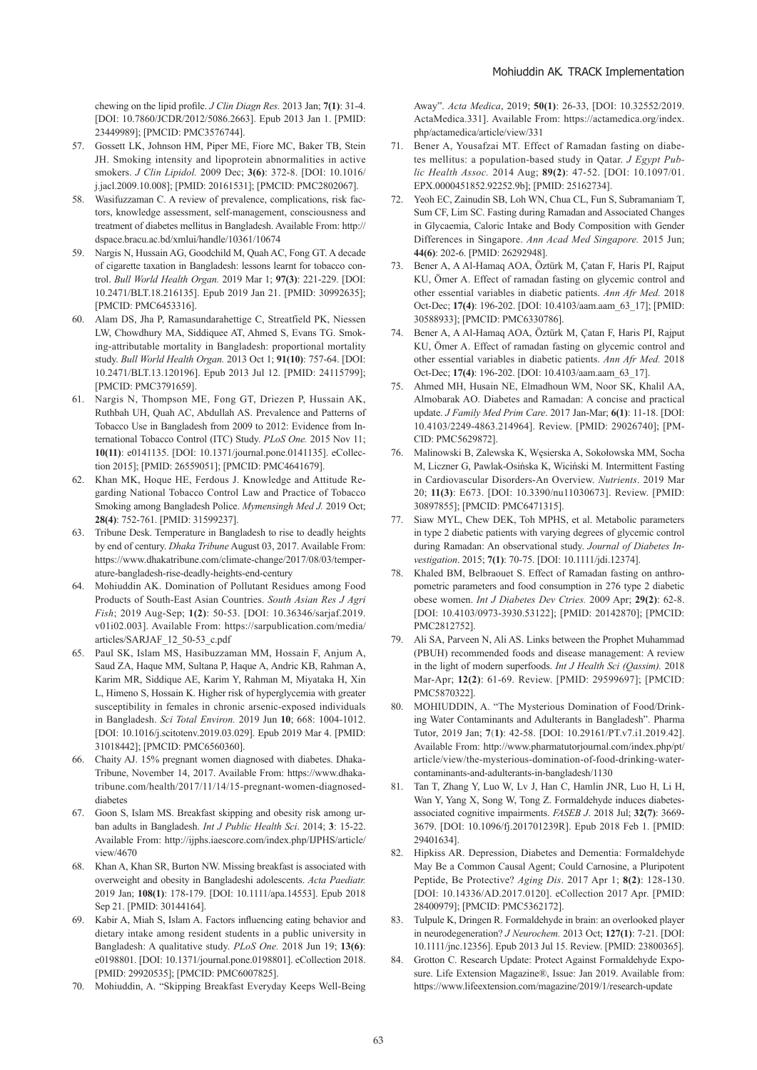chewing on the lipid profile. *J Clin Diagn Res.* 2013 Jan; **7(1)**: 31-4. [DOI: 10.7860/JCDR/2012/5086.2663]. Epub 2013 Jan 1. [PMID: 23449989]; [PMCID: PMC3576744].

57. Gossett LK, Johnson HM, Piper ME, Fiore MC, Baker TB, Stein JH. Smoking intensity and lipoprotein abnormalities in active smokers. *J Clin Lipidol.* 2009 Dec; **3(6)**: 372-8. [DOI: 10.1016/j.jacl.2009.10.008]; [PMID: 20161531]; [PMCID: PMC2802067].
58. Wasifuzzaman C. A review of prevalence, complications, risk factors, knowledge assessment, self-management, consciousness and treatment of diabetes mellitus in Bangladesh. Available From: http://dspace.bracu.ac.bd/xmlui/handle/10361/10674
59. Nargis N, Hussain AG, Goodchild M, Quah AC, Fong GT. A decade of cigarette taxation in Bangladesh: lessons learnt for tobacco control. *Bull World Health Organ.* 2019 Mar 1; **97(3)**: 221-229. [DOI: 10.2471/BLT.18.216135]. Epub 2019 Jan 21. [PMID: 30992635]; [PMCID: PMC6453316].
60. Alam DS, Jha P, Ramasundarahettige C, Streatfield PK, Niessen LW, Chowdhury MA, Siddiquee AT, Ahmed S, Evans TG. Smoking-attributable mortality in Bangladesh: proportional mortality study. *Bull World Health Organ.* 2013 Oct 1; **91(10)**: 757-64. [DOI: 10.2471/BLT.13.120196]. Epub 2013 Jul 12. [PMID: 24115799]; [PMCID: PMC3791659].
61. Nargis N, Thompson ME, Fong GT, Driezen P, Hussain AK, Ruthbah UH, Quah AC, Abdullah AS. Prevalence and Patterns of Tobacco Use in Bangladesh from 2009 to 2012: Evidence from International Tobacco Control (ITC) Study. *PLoS One.* 2015 Nov 11; **10(11)**: e0141135. [DOI: 10.1371/journal.pone.0141135]. eCollection 2015]; [PMID: 26559051]; [PMCID: PMC4641679].
62. Khan MK, Hoque HE, Ferdous J. Knowledge and Attitude Regarding National Tobacco Control Law and Practice of Tobacco Smoking among Bangladesh Police. *Mymensingh Med J.* 2019 Oct; **28(4)**: 752-761. [PMID: 31599237].
63. Tribune Desk. Temperature in Bangladesh to rise to deadly heights by end of century. *Dhaka Tribune* August 03, 2017. Available From: https://www.dhakatribune.com/climate-change/2017/08/03/temperature-bangladesh-rise-deadly-heights-end-century
64. Mohiuddin AK. Domination of Pollutant Residues among Food Products of South-East Asian Countries. *South Asian Res J Agri Fish*; 2019 Aug-Sep; **1(2)**: 50-53. [DOI: 10.36346/sarjaf.2019.v01i02.003]. Available From: https://sarpublication.com/media/articles/SARJAF_12_50-53_c.pdf
65. Paul SK, Islam MS, Hasibuzzaman MM, Hossain F, Anjum A, Saud ZA, Haque MM, Sultana P, Haque A, Andric KB, Rahman A, Karim MR, Siddique AE, Karim Y, Rahman M, Miyataka H, Xin L, Himeno S, Hossain K. Higher risk of hyperglycemia with greater susceptibility in females in chronic arsenic-exposed individuals in Bangladesh. *Sci Total Environ.* 2019 Jun **10**; 668: 1004-1012. [DOI: 10.1016/j.scitotenv.2019.03.029]. Epub 2019 Mar 4. [PMID: 31018442]; [PMCID: PMC6560360].
66. Chaity AJ. 15% pregnant women diagnosed with diabetes. Dhaka-Tribune, November 14, 2017. Available From: https://www.dhakatribune.com/health/2017/11/14/15-pregnant-women-diagnosed-diabetes
67. Goon S, Islam MS. Breakfast skipping and obesity risk among urban adults in Bangladesh. *Int J Public Health Sci*. 2014; **3**: 15-22. Available From: http://ijphs.iaescore.com/index.php/IJPHS/article/view/4670
68. Khan A, Khan SR, Burton NW. Missing breakfast is associated with overweight and obesity in Bangladeshi adolescents. *Acta Paediatr.* 2019 Jan; **108(1)**: 178-179. [DOI: 10.1111/apa.14553]. Epub 2018 Sep 21. [PMID: 30144164].
69. Kabir A, Miah S, Islam A. Factors influencing eating behavior and dietary intake among resident students in a public university in Bangladesh: A qualitative study. *PLoS One.* 2018 Jun 19; **13(6)**: e0198801. [DOI: 10.1371/journal.pone.0198801]. eCollection 2018. [PMID: 29920535]; [PMCID: PMC6007825].
70. Mohiuddin, A. "Skipping Breakfast Everyday Keeps Well-Being Away". *Acta Medica*, 2019; **50(1)**: 26-33, [DOI: 10.32552/2019.ActaMedica.331]. Available From: https://actamedica.org/index.php/actamedica/article/view/331
71. Bener A, Yousafzai MT. Effect of Ramadan fasting on diabetes mellitus: a population-based study in Qatar. *J Egypt Public Health Assoc.* 2014 Aug; **89(2)**: 47-52. [DOI: 10.1097/01.EPX.0000451852.92252.9b]; [PMID: 25162734].
72. Yeoh EC, Zainudin SB, Loh WN, Chua CL, Fun S, Subramaniam T, Sum CF, Lim SC. Fasting during Ramadan and Associated Changes in Glycaemia, Caloric Intake and Body Composition with Gender Differences in Singapore. *Ann Acad Med Singapore.* 2015 Jun; **44(6)**: 202-6. [PMID: 26292948].
73. Bener A, A Al-Hamaq AOA, Öztürk M, Çatan F, Haris PI, Rajput KU, Ömer A. Effect of ramadan fasting on glycemic control and other essential variables in diabetic patients. *Ann Afr Med.* 2018 Oct-Dec; **17(4)**: 196-202. [DOI: 10.4103/aam.aam_63_17]; [PMID: 30588933]; [PMCID: PMC6330786].
74. Bener A, A Al-Hamaq AOA, Öztürk M, Çatan F, Haris PI, Rajput KU, Ömer A. Effect of ramadan fasting on glycemic control and other essential variables in diabetic patients. *Ann Afr Med.* 2018 Oct-Dec; **17(4)**: 196-202. [DOI: 10.4103/aam.aam_63_17].
75. Ahmed MH, Husain NE, Elmadhoun WM, Noor SK, Khalil AA, Almobarak AO. Diabetes and Ramadan: A concise and practical update. *J Family Med Prim Care*. 2017 Jan-Mar; **6(1)**: 11-18. [DOI: 10.4103/2249-4863.214964]. Review. [PMID: 29026740]; [PMCID: PMC5629872].
76. Malinowski B, Zalewska K, Węsierska A, Sokołowska MM, Socha M, Liczner G, Pawlak-Osińska K, Wiciński M. Intermittent Fasting in Cardiovascular Disorders-An Overview. *Nutrients*. 2019 Mar 20; **11(3)**: E673. [DOI: 10.3390/nu11030673]. Review. [PMID: 30897855]; [PMCID: PMC6471315].
77. Siaw MYL, Chew DEK, Toh MPHS, et al. Metabolic parameters in type 2 diabetic patients with varying degrees of glycemic control during Ramadan: An observational study. *Journal of Diabetes Investigation*. 2015; **7(1)**: 70-75. [DOI: 10.1111/jdi.12374].
78. Khaled BM, Belbraouet S. Effect of Ramadan fasting on anthropometric parameters and food consumption in 276 type 2 diabetic obese women. *Int J Diabetes Dev Ctries.* 2009 Apr; **29(2)**: 62-8. [DOI: 10.4103/0973-3930.53122]; [PMID: 20142870]; [PMCID: PMC2812752].
79. Ali SA, Parveen N, Ali AS. Links between the Prophet Muhammad (PBUH) recommended foods and disease management: A review in the light of modern superfoods. *Int J Health Sci (Qassim).* 2018 Mar-Apr; **12(2)**: 61-69. Review. [PMID: 29599697]; [PMCID: PMC5870322].
80. MOHIUDDIN, A. "The Mysterious Domination of Food/Drinking Water Contaminants and Adulterants in Bangladesh". Pharma Tutor, 2019 Jan; **7**(**1**): 42-58. [DOI: 10.29161/PT.v7.i1.2019.42]. Available From: http://www.pharmatutorjournal.com/index.php/pt/article/view/the-mysterious-domination-of-food-drinking-water-contaminants-and-adulterants-in-bangladesh/1130
81. Tan T, Zhang Y, Luo W, Lv J, Han C, Hamlin JNR, Luo H, Li H, Wan Y, Yang X, Song W, Tong Z. Formaldehyde induces diabetes-associated cognitive impairments. *FASEB J*. 2018 Jul; **32(7)**: 3669-3679. [DOI: 10.1096/fj.201701239R]. Epub 2018 Feb 1. [PMID: 29401634].
82. Hipkiss AR. Depression, Diabetes and Dementia: Formaldehyde May Be a Common Causal Agent; Could Carnosine, a Pluripotent Peptide, Be Protective? *Aging Dis*. 2017 Apr 1; **8(2)**: 128-130. [DOI: 10.14336/AD.2017.0120]. eCollection 2017 Apr. [PMID: 28400979]; [PMCID: PMC5362172].
83. Tulpule K, Dringen R. Formaldehyde in brain: an overlooked player in neurodegeneration? *J Neurochem.* 2013 Oct; **127(1)**: 7-21. [DOI: 10.1111/jnc.12356]. Epub 2013 Jul 15. Review. [PMID: 23800365].
84. Grotton C. Research Update: Protect Against Formaldehyde Exposure. Life Extension Magazine®, Issue: Jan 2019. Available from: https://www.lifeextension.com/magazine/2019/1/research-update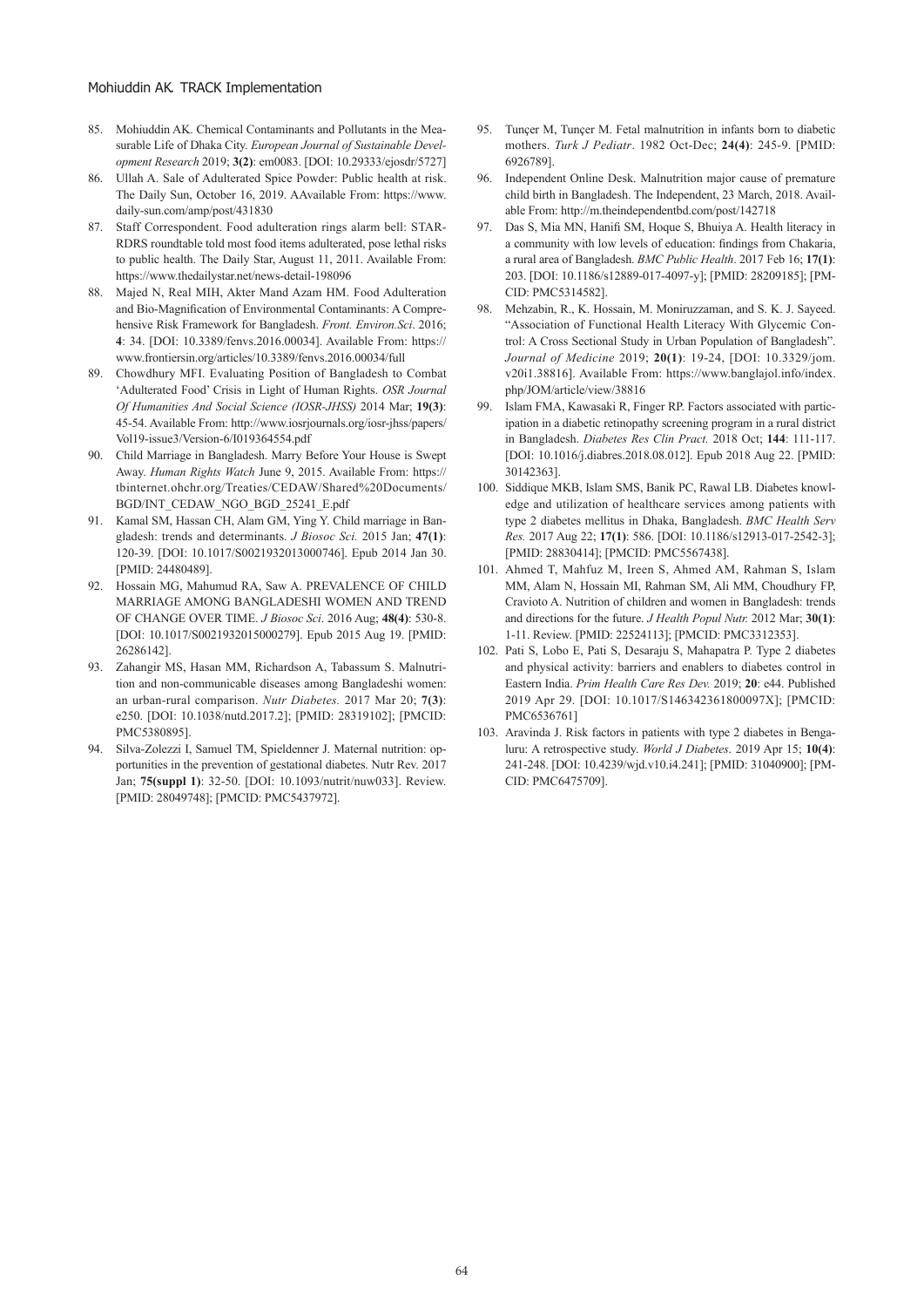85. Mohiuddin AK. Chemical Contaminants and Pollutants in the Measurable Life of Dhaka City. *European Journal of Sustainable Development Research* 2019; **3(2)**: em0083. [DOI: 10.29333/ejosdr/5727]
86. Ullah A. Sale of Adulterated Spice Powder: Public health at risk. The Daily Sun, October 16, 2019. AAvailable From: https://www.daily-sun.com/amp/post/431830
87. Staff Correspondent. Food adulteration rings alarm bell: STAR-RDRS roundtable told most food items adulterated, pose lethal risks to public health. The Daily Star, August 11, 2011. Available From: https://www.thedailystar.net/news-detail-198096
88. Majed N, Real MIH, Akter Mand Azam HM. Food Adulteration and Bio-Magnification of Environmental Contaminants: A Comprehensive Risk Framework for Bangladesh. *Front. Environ.Sci*. 2016; **4**: 34. [DOI: 10.3389/fenvs.2016.00034]. Available From: https://www.frontiersin.org/articles/10.3389/fenvs.2016.00034/full
89. Chowdhury MFI. Evaluating Position of Bangladesh to Combat 'Adulterated Food' Crisis in Light of Human Rights. *OSR Journal Of Humanities And Social Science (IOSR-JHSS)* 2014 Mar; **19(3)**: 45-54. Available From: http://www.iosrjournals.org/iosr-jhss/papers/Vol19-issue3/Version-6/I019364554.pdf
90. Child Marriage in Bangladesh. Marry Before Your House is Swept Away. *Human Rights Watch* June 9, 2015. Available From: https://tbinternet.ohchr.org/Treaties/CEDAW/Shared%20Documents/BGD/INT_CEDAW_NGO_BGD_25241_E.pdf
91. Kamal SM, Hassan CH, Alam GM, Ying Y. Child marriage in Bangladesh: trends and determinants. *J Biosoc Sci.* 2015 Jan; **47(1)**: 120-39. [DOI: 10.1017/S0021932013000746]. Epub 2014 Jan 30. [PMID: 24480489].
92. Hossain MG, Mahumud RA, Saw A. PREVALENCE OF CHILD MARRIAGE AMONG BANGLADESHI WOMEN AND TREND OF CHANGE OVER TIME. *J Biosoc Sci*. 2016 Aug; **48(4)**: 530-8. [DOI: 10.1017/S0021932015000279]. Epub 2015 Aug 19. [PMID: 26286142].
93. Zahangir MS, Hasan MM, Richardson A, Tabassum S. Malnutrition and non-communicable diseases among Bangladeshi women: an urban-rural comparison. *Nutr Diabetes.* 2017 Mar 20; **7(3)**: e250. [DOI: 10.1038/nutd.2017.2]; [PMID: 28319102]; [PMCID: PMC5380895].
94. Silva-Zolezzi I, Samuel TM, Spieldenner J. Maternal nutrition: opportunities in the prevention of gestational diabetes. Nutr Rev. 2017 Jan; **75(suppl 1)**: 32-50. [DOI: 10.1093/nutrit/nuw033]. Review. [PMID: 28049748]; [PMCID: PMC5437972].
95. Tunçer M, Tunçer M. Fetal malnutrition in infants born to diabetic mothers. *Turk J Pediatr*. 1982 Oct-Dec; **24(4)**: 245-9. [PMID: 6926789].
96. Independent Online Desk. Malnutrition major cause of premature child birth in Bangladesh. The Independent, 23 March, 2018. Available From: http://m.theindependentbd.com/post/142718
97. Das S, Mia MN, Hanifi SM, Hoque S, Bhuiya A. Health literacy in a community with low levels of education: findings from Chakaria, a rural area of Bangladesh. *BMC Public Health*. 2017 Feb 16; **17(1)**: 203. [DOI: 10.1186/s12889-017-4097-y]; [PMID: 28209185]; [PMCID: PMC5314582].
98. Mehzabin, R., K. Hossain, M. Moniruzzaman, and S. K. J. Sayeed. "Association of Functional Health Literacy With Glycemic Control: A Cross Sectional Study in Urban Population of Bangladesh". *Journal of Medicine* 2019; **20(1)**: 19-24, [DOI: 10.3329/jom.v20i1.38816]. Available From: https://www.banglajol.info/index.php/JOM/article/view/38816
99. Islam FMA, Kawasaki R, Finger RP. Factors associated with participation in a diabetic retinopathy screening program in a rural district in Bangladesh. *Diabetes Res Clin Pract.* 2018 Oct; **144**: 111-117. [DOI: 10.1016/j.diabres.2018.08.012]. Epub 2018 Aug 22. [PMID: 30142363].
100. Siddique MKB, Islam SMS, Banik PC, Rawal LB. Diabetes knowledge and utilization of healthcare services among patients with type 2 diabetes mellitus in Dhaka, Bangladesh. *BMC Health Serv Res.* 2017 Aug 22; **17(1)**: 586. [DOI: 10.1186/s12913-017-2542-3]; [PMID: 28830414]; [PMCID: PMC5567438].
101. Ahmed T, Mahfuz M, Ireen S, Ahmed AM, Rahman S, Islam MM, Alam N, Hossain MI, Rahman SM, Ali MM, Choudhury FP, Cravioto A. Nutrition of children and women in Bangladesh: trends and directions for the future. *J Health Popul Nutr.* 2012 Mar; **30(1)**: 1-11. Review. [PMID: 22524113]; [PMCID: PMC3312353].
102. Pati S, Lobo E, Pati S, Desaraju S, Mahapatra P. Type 2 diabetes and physical activity: barriers and enablers to diabetes control in Eastern India. *Prim Health Care Res Dev.* 2019; **20**: e44. Published 2019 Apr 29. [DOI: 10.1017/S146342361800097X]; [PMCID: PMC6536761]
103. Aravinda J. Risk factors in patients with type 2 diabetes in Bengaluru: A retrospective study. *World J Diabetes*. 2019 Apr 15; **10(4)**: 241-248. [DOI: 10.4239/wjd.v10.i4.241]; [PMID: 31040900]; [PMCID: PMC6475709].